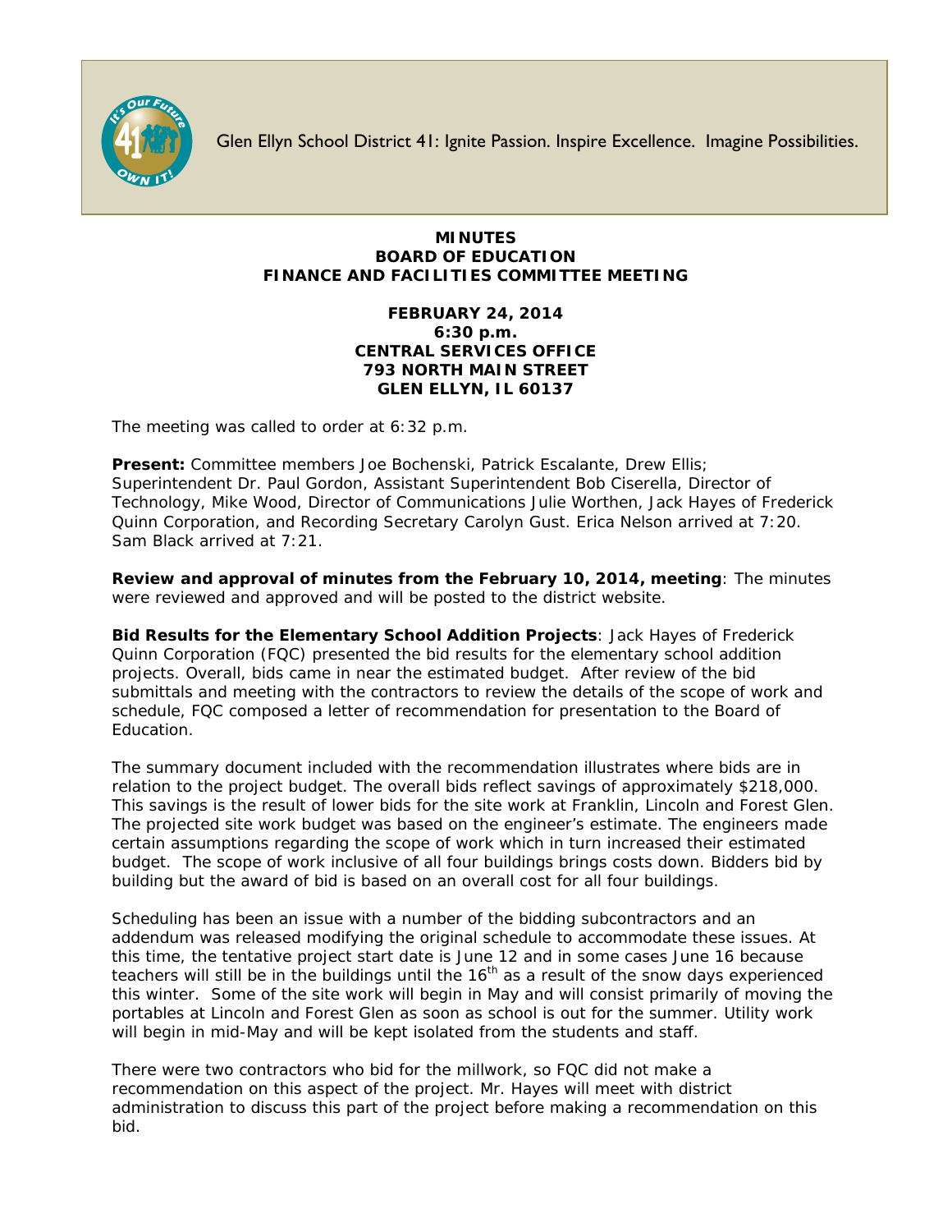Glen Ellyn School District 41: Ignite Passion. Inspire Excellence. Imagine Possibilities.

**MINUTES**
**BOARD OF EDUCATION**
**FINANCE AND FACILITIES COMMITTEE MEETING**

**FEBRUARY 24, 2014**
**6:30 p.m.**
**CENTRAL SERVICES OFFICE**
**793 NORTH MAIN STREET**
**GLEN ELLYN, IL 60137**

The meeting was called to order at 6:32 p.m.

**Present:** Committee members Joe Bochenski, Patrick Escalante, Drew Ellis; Superintendent Dr. Paul Gordon, Assistant Superintendent Bob Ciserella, Director of Technology, Mike Wood, Director of Communications Julie Worthen, Jack Hayes of Frederick Quinn Corporation, and Recording Secretary Carolyn Gust. Erica Nelson arrived at 7:20. Sam Black arrived at 7:21.

**Review and approval of minutes from the February 10, 2014, meeting**: The minutes were reviewed and approved and will be posted to the district website.

**Bid Results for the Elementary School Addition Projects**: Jack Hayes of Frederick Quinn Corporation (FQC) presented the bid results for the elementary school addition projects. Overall, bids came in near the estimated budget. After review of the bid submittals and meeting with the contractors to review the details of the scope of work and schedule, FQC composed a letter of recommendation for presentation to the Board of Education.

The summary document included with the recommendation illustrates where bids are in relation to the project budget. The overall bids reflect savings of approximately $218,000. This savings is the result of lower bids for the site work at Franklin, Lincoln and Forest Glen. The projected site work budget was based on the engineer's estimate. The engineers made certain assumptions regarding the scope of work which in turn increased their estimated budget. The scope of work inclusive of all four buildings brings costs down. Bidders bid by building but the award of bid is based on an overall cost for all four buildings.

Scheduling has been an issue with a number of the bidding subcontractors and an addendum was released modifying the original schedule to accommodate these issues. At this time, the tentative project start date is June 12 and in some cases June 16 because teachers will still be in the buildings until the 16th as a result of the snow days experienced this winter. Some of the site work will begin in May and will consist primarily of moving the portables at Lincoln and Forest Glen as soon as school is out for the summer. Utility work will begin in mid-May and will be kept isolated from the students and staff.

There were two contractors who bid for the millwork, so FQC did not make a recommendation on this aspect of the project. Mr. Hayes will meet with district administration to discuss this part of the project before making a recommendation on this bid.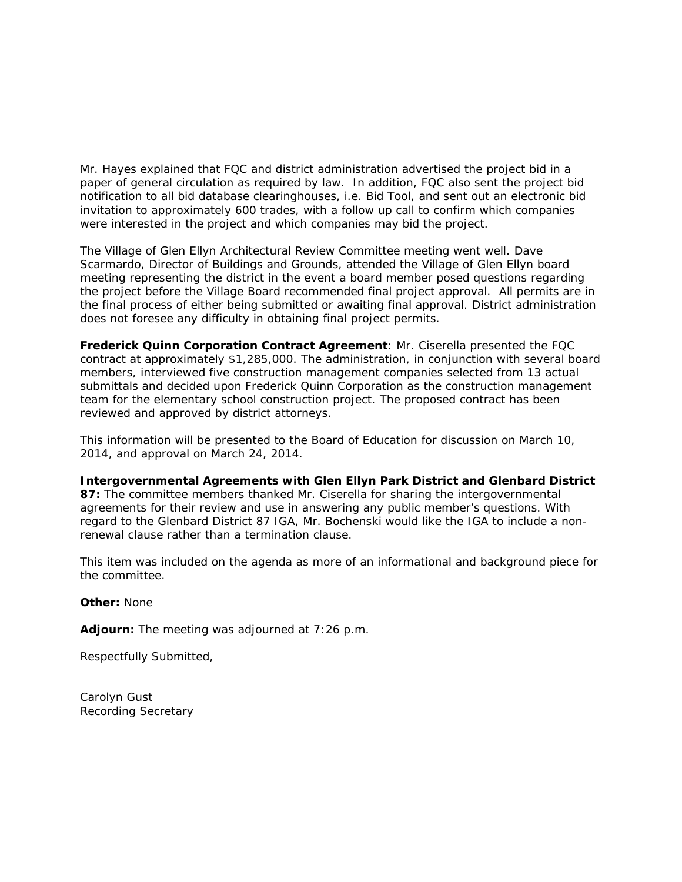Mr. Hayes explained that FQC and district administration advertised the project bid in a paper of general circulation as required by law. In addition, FQC also sent the project bid notification to all bid database clearinghouses, i.e. Bid Tool, and sent out an electronic bid invitation to approximately 600 trades, with a follow up call to confirm which companies were interested in the project and which companies may bid the project.

The Village of Glen Ellyn Architectural Review Committee meeting went well. Dave Scarmardo, Director of Buildings and Grounds, attended the Village of Glen Ellyn board meeting representing the district in the event a board member posed questions regarding the project before the Village Board recommended final project approval. All permits are in the final process of either being submitted or awaiting final approval. District administration does not foresee any difficulty in obtaining final project permits.

**Frederick Quinn Corporation Contract Agreement**: Mr. Ciserella presented the FQC contract at approximately $1,285,000. The administration, in conjunction with several board members, interviewed five construction management companies selected from 13 actual submittals and decided upon Frederick Quinn Corporation as the construction management team for the elementary school construction project. The proposed contract has been reviewed and approved by district attorneys.

This information will be presented to the Board of Education for discussion on March 10, 2014, and approval on March 24, 2014.

**Intergovernmental Agreements with Glen Ellyn Park District and Glenbard District 87:** The committee members thanked Mr. Ciserella for sharing the intergovernmental agreements for their review and use in answering any public member's questions. With regard to the Glenbard District 87 IGA, Mr. Bochenski would like the IGA to include a non-renewal clause rather than a termination clause.

This item was included on the agenda as more of an informational and background piece for the committee.

**Other:** None

**Adjourn:** The meeting was adjourned at 7:26 p.m.

Respectfully Submitted,

Carolyn Gust
Recording Secretary